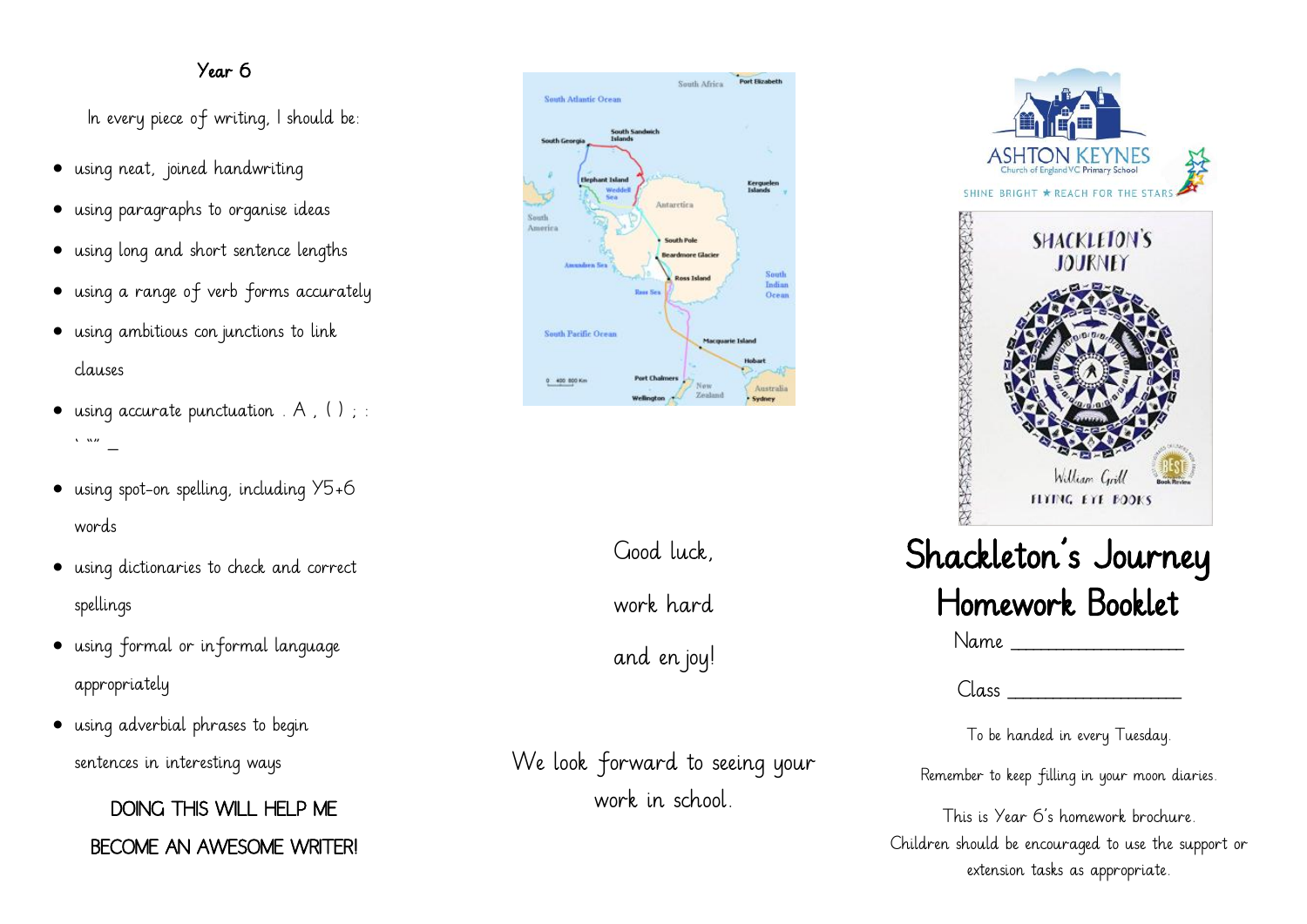## Year 6

In every piece of writing, I should be:

- using neat, joined handwriting
- using paragraphs to organise ideas
- using long and short sentence lengths
- using a range of verb forms accurately
- using ambitious conjunctions to link clauses
- using accurate punctuation . A , ( ) ; : ' "" –
- using spot-on spelling, including Y5+6 words
- using dictionaries to check and correct spellings
- using formal or informal language appropriately
- using adverbial phrases to begin sentences in interesting ways

DOING THIS WILL HELP ME BECOME AN AWESOME WRITER!

Good luck,

work hard

and enjoy!

We look forward to seeing your work in school.

ASHTON KEYNES Church of England VC Primary School

SHINE BRIGHT ★ REACH FOR THE STARS

# Shackleton's Journey Homework Booklet

Name ________________

Class ________________

To be handed in every Tuesday.

Remember to keep filling in your moon diaries.

This is Year 6's homework brochure. Children should be encouraged to use the support or extension tasks as appropriate.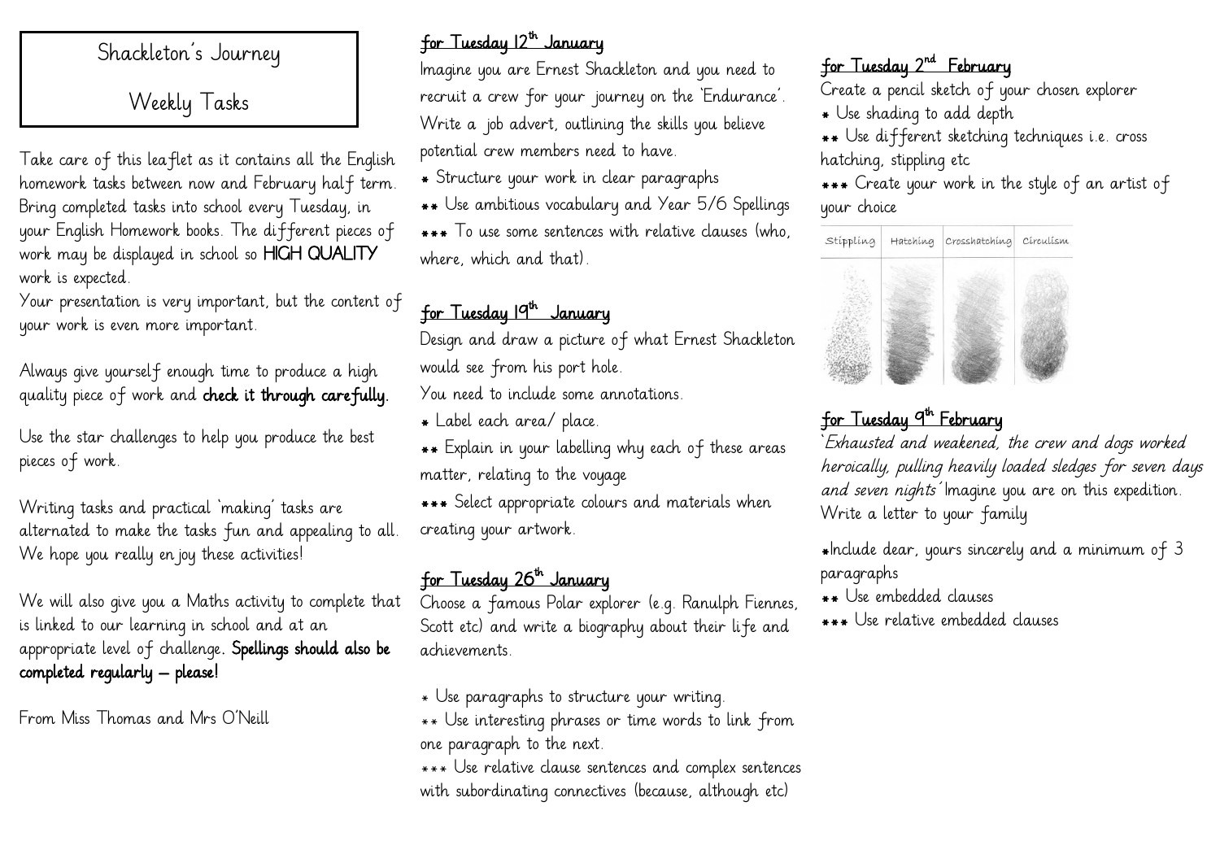# Shackleton's Journey

## Weekly Tasks

Take care of this leaflet as it contains all the English homework tasks between now and February half term. Bring completed tasks into school every Tuesday, in your English Homework books. The different pieces of work may be displayed in school so **HIGH QUALITY** work is expected.

Your presentation is very important, but the content of your work is even more important.

Always give yourself enough time to produce a high quality piece of work and **check it through carefully.**

Use the star challenges to help you produce the best pieces of work.

Writing tasks and practical 'making' tasks are alternated to make the tasks fun and appealing to all. We hope you really enjoy these activities!

We will also give you a Maths activity to complete that is linked to our learning in school and at an appropriate level of challenge. **Spellings should also be completed regularly – please!**

From Miss Thomas and Mrs O'Neill

### for Tuesday 12th January

Imagine you are Ernest Shackleton and you need to recruit a crew for your journey on the 'Endurance'. Write a job advert, outlining the skills you believe potential crew members need to have.

* Structure your work in clear paragraphs

** Use ambitious vocabulary and Year 5/6 Spellings

*** To use some sentences with relative clauses (who, where, which and that).

### for Tuesday 19th January

Design and draw a picture of what Ernest Shackleton would see from his port hole.

You need to include some annotations.

* Label each area/ place.

** Explain in your labelling why each of these areas matter, relating to the voyage

*** Select appropriate colours and materials when creating your artwork.

### for Tuesday 26th January

Choose a famous Polar explorer (e.g. Ranulph Fiennes, Scott etc) and write a biography about their life and achievements.

* Use paragraphs to structure your writing.

** Use interesting phrases or time words to link from one paragraph to the next.

*** Use relative clause sentences and complex sentences with subordinating connectives (because, although etc)

### for Tuesday 2nd February

Create a pencil sketch of your chosen explorer

* Use shading to add depth

** Use different sketching techniques i.e. cross hatching, stippling etc

*** Create your work in the style of an artist of your choice

Stippling | Hatching | Crosshatching | Circulism

### for Tuesday 9th February

'*Exhausted and weakened, the crew and dogs worked heroically, pulling heavily loaded sledges for seven days and seven nights*' Imagine you are on this expedition. Write a letter to your family

*Include dear, yours sincerely and a minimum of 3 paragraphs

** Use embedded clauses

*** Use relative embedded clauses